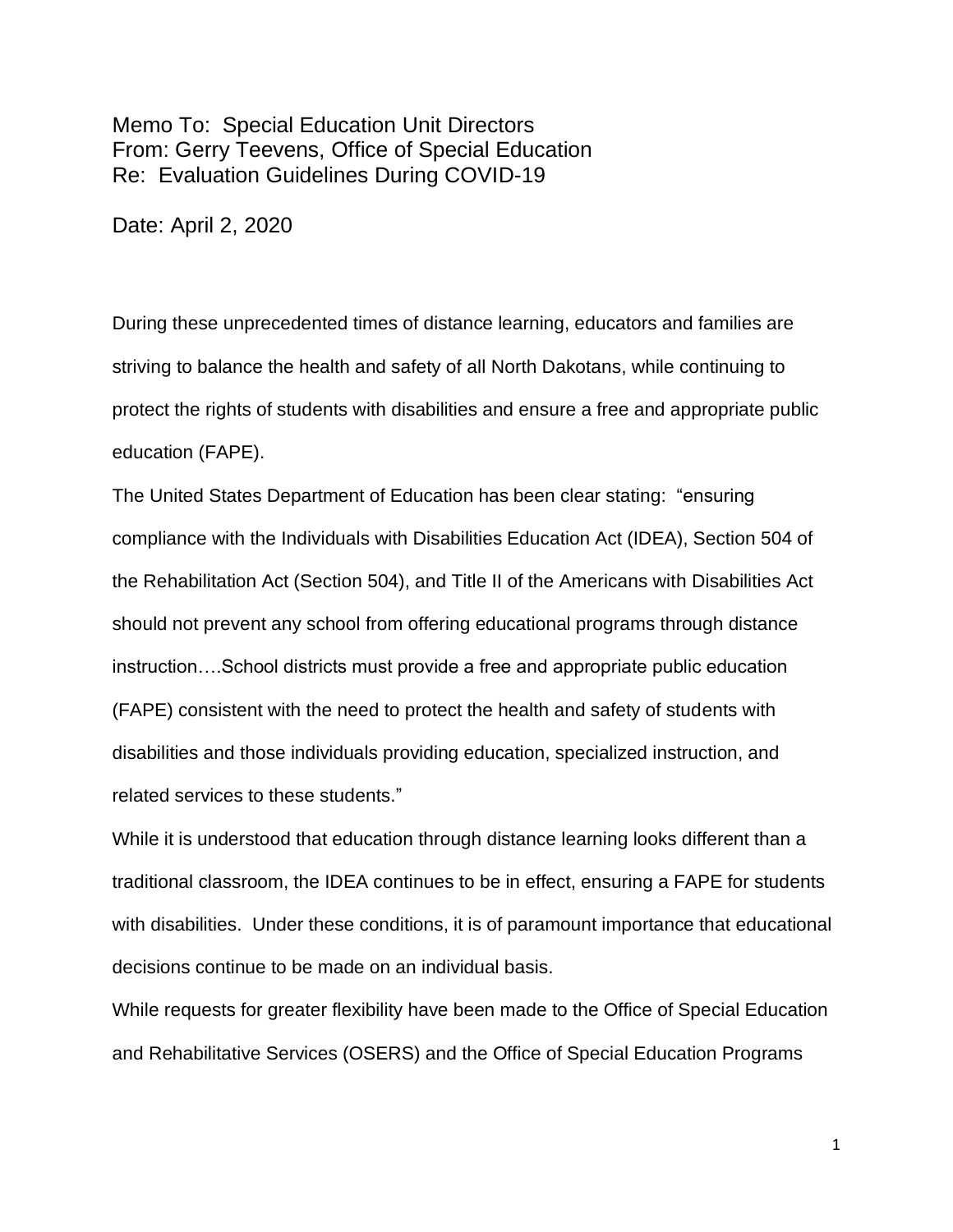Memo To: Special Education Unit Directors
From: Gerry Teevens, Office of Special Education
Re: Evaluation Guidelines During COVID-19

Date: April 2, 2020

During these unprecedented times of distance learning, educators and families are striving to balance the health and safety of all North Dakotans, while continuing to protect the rights of students with disabilities and ensure a free and appropriate public education (FAPE).

The United States Department of Education has been clear stating: "ensuring compliance with the Individuals with Disabilities Education Act (IDEA), Section 504 of the Rehabilitation Act (Section 504), and Title II of the Americans with Disabilities Act should not prevent any school from offering educational programs through distance instruction….School districts must provide a free and appropriate public education (FAPE) consistent with the need to protect the health and safety of students with disabilities and those individuals providing education, specialized instruction, and related services to these students."

While it is understood that education through distance learning looks different than a traditional classroom, the IDEA continues to be in effect, ensuring a FAPE for students with disabilities. Under these conditions, it is of paramount importance that educational decisions continue to be made on an individual basis.

While requests for greater flexibility have been made to the Office of Special Education and Rehabilitative Services (OSERS) and the Office of Special Education Programs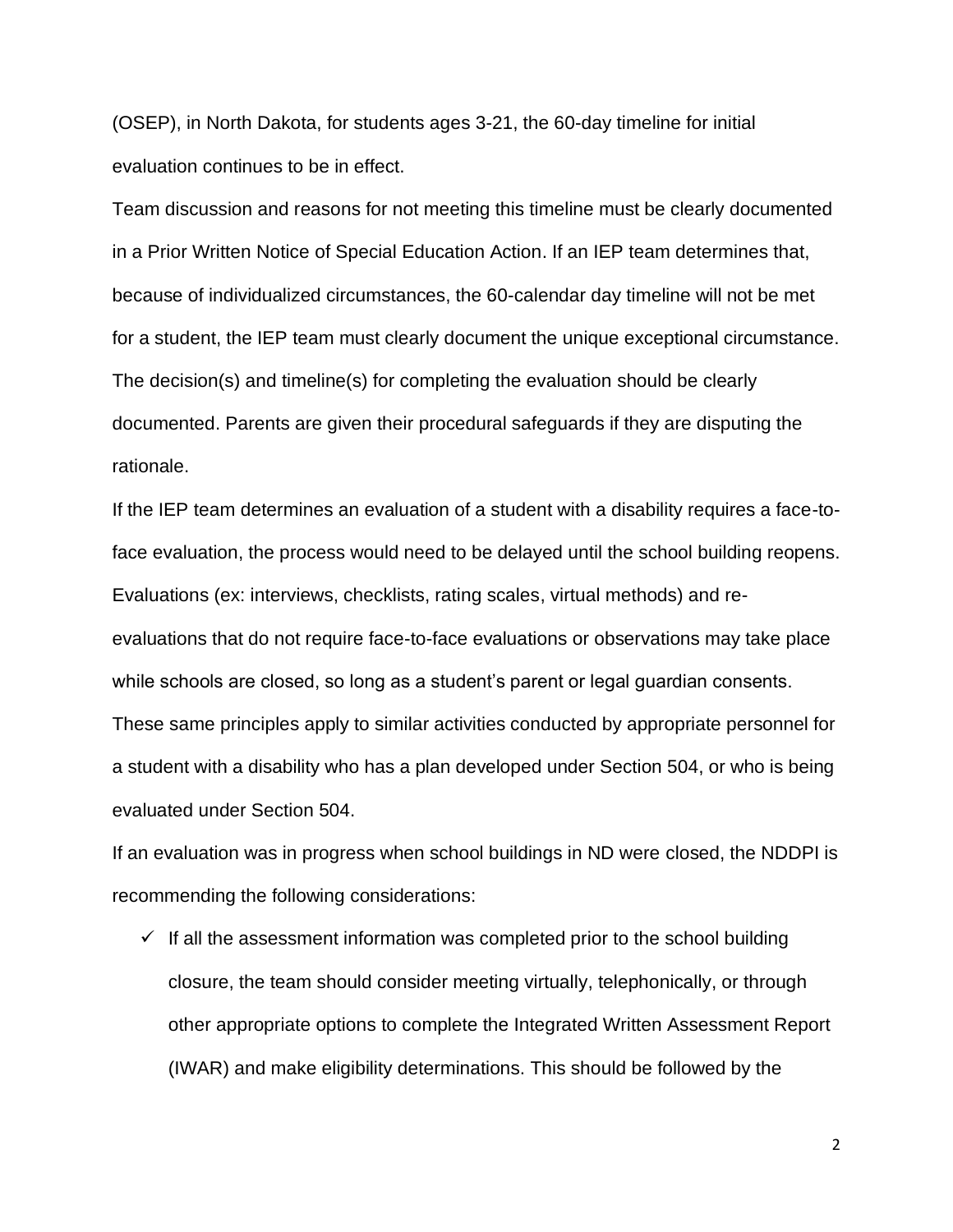(OSEP), in North Dakota, for students ages 3-21, the 60-day timeline for initial evaluation continues to be in effect.

Team discussion and reasons for not meeting this timeline must be clearly documented in a Prior Written Notice of Special Education Action. If an IEP team determines that, because of individualized circumstances, the 60-calendar day timeline will not be met for a student, the IEP team must clearly document the unique exceptional circumstance. The decision(s) and timeline(s) for completing the evaluation should be clearly documented. Parents are given their procedural safeguards if they are disputing the rationale.

If the IEP team determines an evaluation of a student with a disability requires a face-to-face evaluation, the process would need to be delayed until the school building reopens. Evaluations (ex: interviews, checklists, rating scales, virtual methods) and re-evaluations that do not require face-to-face evaluations or observations may take place while schools are closed, so long as a student's parent or legal guardian consents. These same principles apply to similar activities conducted by appropriate personnel for a student with a disability who has a plan developed under Section 504, or who is being evaluated under Section 504.

If an evaluation was in progress when school buildings in ND were closed, the NDDPI is recommending the following considerations:

- ✓ If all the assessment information was completed prior to the school building closure, the team should consider meeting virtually, telephonically, or through other appropriate options to complete the Integrated Written Assessment Report (IWAR) and make eligibility determinations. This should be followed by the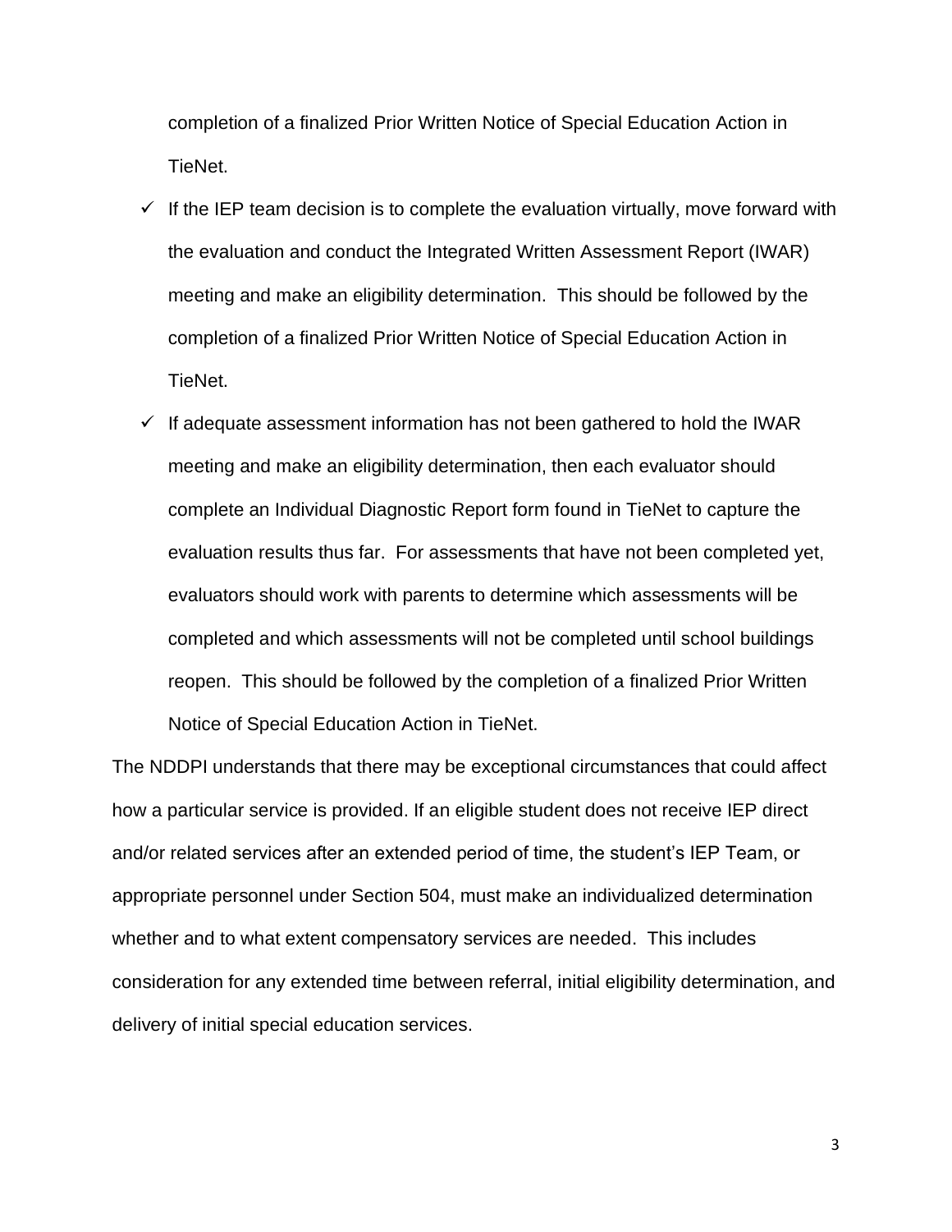completion of a finalized Prior Written Notice of Special Education Action in TieNet.

- ✓ If the IEP team decision is to complete the evaluation virtually, move forward with the evaluation and conduct the Integrated Written Assessment Report (IWAR) meeting and make an eligibility determination. This should be followed by the completion of a finalized Prior Written Notice of Special Education Action in TieNet.
- ✓ If adequate assessment information has not been gathered to hold the IWAR meeting and make an eligibility determination, then each evaluator should complete an Individual Diagnostic Report form found in TieNet to capture the evaluation results thus far. For assessments that have not been completed yet, evaluators should work with parents to determine which assessments will be completed and which assessments will not be completed until school buildings reopen. This should be followed by the completion of a finalized Prior Written Notice of Special Education Action in TieNet.

The NDDPI understands that there may be exceptional circumstances that could affect how a particular service is provided. If an eligible student does not receive IEP direct and/or related services after an extended period of time, the student's IEP Team, or appropriate personnel under Section 504, must make an individualized determination whether and to what extent compensatory services are needed. This includes consideration for any extended time between referral, initial eligibility determination, and delivery of initial special education services.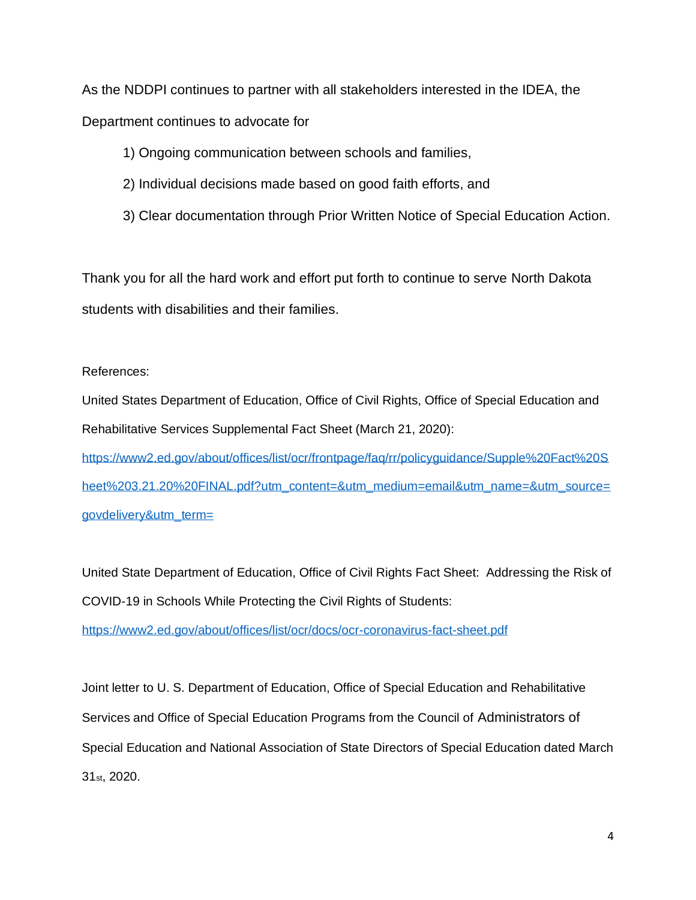As the NDDPI continues to partner with all stakeholders interested in the IDEA, the Department continues to advocate for

1) Ongoing communication between schools and families,
2) Individual decisions made based on good faith efforts, and
3) Clear documentation through Prior Written Notice of Special Education Action.

Thank you for all the hard work and effort put forth to continue to serve North Dakota students with disabilities and their families.

References:

United States Department of Education, Office of Civil Rights, Office of Special Education and Rehabilitative Services Supplemental Fact Sheet (March 21, 2020): https://www2.ed.gov/about/offices/list/ocr/frontpage/faq/rr/policyguidance/Supple%20Fact%20Sheet%203.21.20%20FINAL.pdf?utm_content=&utm_medium=email&utm_name=&utm_source=govdelivery&utm_term=

United State Department of Education, Office of Civil Rights Fact Sheet: Addressing the Risk of COVID-19 in Schools While Protecting the Civil Rights of Students: https://www2.ed.gov/about/offices/list/ocr/docs/ocr-coronavirus-fact-sheet.pdf

Joint letter to U. S. Department of Education, Office of Special Education and Rehabilitative Services and Office of Special Education Programs from the Council of Administrators of Special Education and National Association of State Directors of Special Education dated March 31st, 2020.